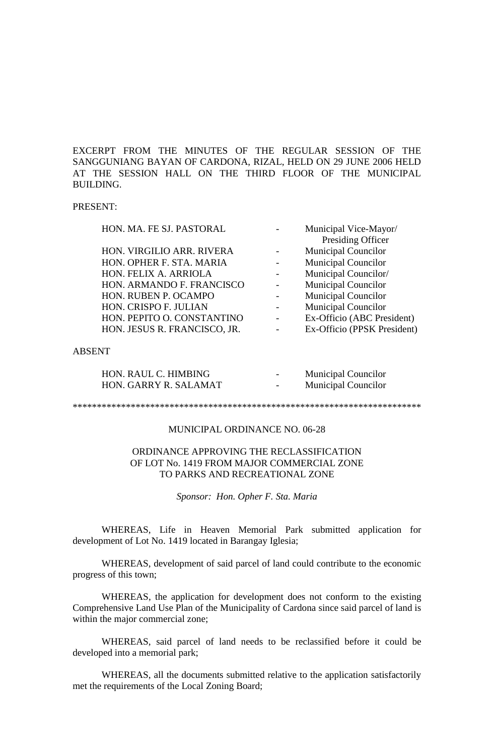EXCERPT FROM THE MINUTES OF THE REGULAR SESSION OF THE SANGGUNIANG BAYAN OF CARDONA, RIZAL, HELD ON 29 JUNE 2006 HELD AT THE SESSION HALL ON THE THIRD FLOOR OF THE MUNICIPAL BUILDING.

PRESENT:

| | | |
|---|---|---|
| HON. MA. FE SJ. PASTORAL | - | Municipal Vice-Mayor/ Presiding Officer |
| HON. VIRGILIO ARR. RIVERA | - | Municipal Councilor |
| HON. OPHER F. STA. MARIA | - | Municipal Councilor |
| HON. FELIX A. ARRIOLA | - | Municipal Councilor/ |
| HON. ARMANDO F. FRANCISCO | - | Municipal Councilor |
| HON. RUBEN P. OCAMPO | - | Municipal Councilor |
| HON. CRISPO F. JULIAN | - | Municipal Councilor |
| HON. PEPITO O. CONSTANTINO | - | Ex-Officio (ABC President) |
| HON. JESUS R. FRANCISCO, JR. | - | Ex-Officio (PPSK President) |

ABSENT

| | | |
|---|---|---|
| HON. RAUL C. HIMBING | - | Municipal Councilor |
| HON. GARRY R. SALAMAT | - | Municipal Councilor |

************************************************************************

MUNICIPAL ORDINANCE NO. 06-28

ORDINANCE APPROVING THE RECLASSIFICATION OF LOT No. 1419 FROM MAJOR COMMERCIAL ZONE TO PARKS AND RECREATIONAL ZONE

*Sponsor: Hon. Opher F. Sta. Maria*

WHEREAS, Life in Heaven Memorial Park submitted application for development of Lot No. 1419 located in Barangay Iglesia;

WHEREAS, development of said parcel of land could contribute to the economic progress of this town;

WHEREAS, the application for development does not conform to the existing Comprehensive Land Use Plan of the Municipality of Cardona since said parcel of land is within the major commercial zone;

WHEREAS, said parcel of land needs to be reclassified before it could be developed into a memorial park;

WHEREAS, all the documents submitted relative to the application satisfactorily met the requirements of the Local Zoning Board;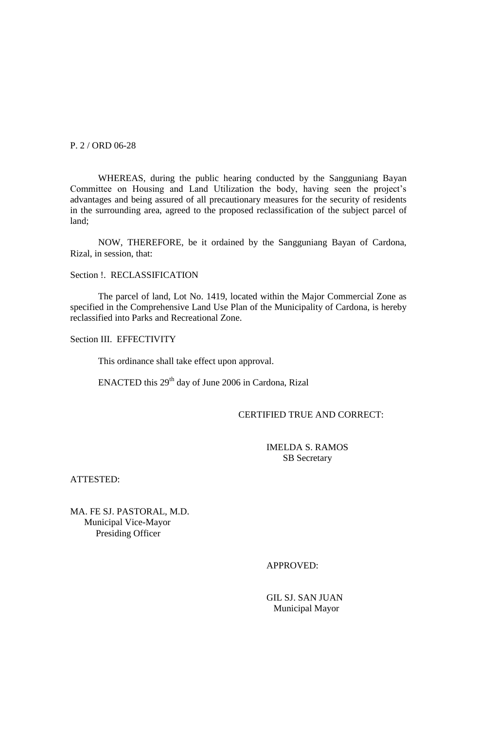P. 2 / ORD 06-28

WHEREAS, during the public hearing conducted by the Sangguniang Bayan Committee on Housing and Land Utilization the body, having seen the project's advantages and being assured of all precautionary measures for the security of residents in the surrounding area, agreed to the proposed reclassification of the subject parcel of land;

NOW, THEREFORE, be it ordained by the Sangguniang Bayan of Cardona, Rizal, in session, that:

Section !. RECLASSIFICATION

The parcel of land, Lot No. 1419, located within the Major Commercial Zone as specified in the Comprehensive Land Use Plan of the Municipality of Cardona, is hereby reclassified into Parks and Recreational Zone.

Section III. EFFECTIVITY

This ordinance shall take effect upon approval.

ENACTED this 29th day of June 2006 in Cardona, Rizal

CERTIFIED TRUE AND CORRECT:

IMELDA S. RAMOS
SB Secretary

ATTESTED:

MA. FE SJ. PASTORAL, M.D.
Municipal Vice-Mayor
Presiding Officer

APPROVED:

GIL SJ. SAN JUAN
Municipal Mayor